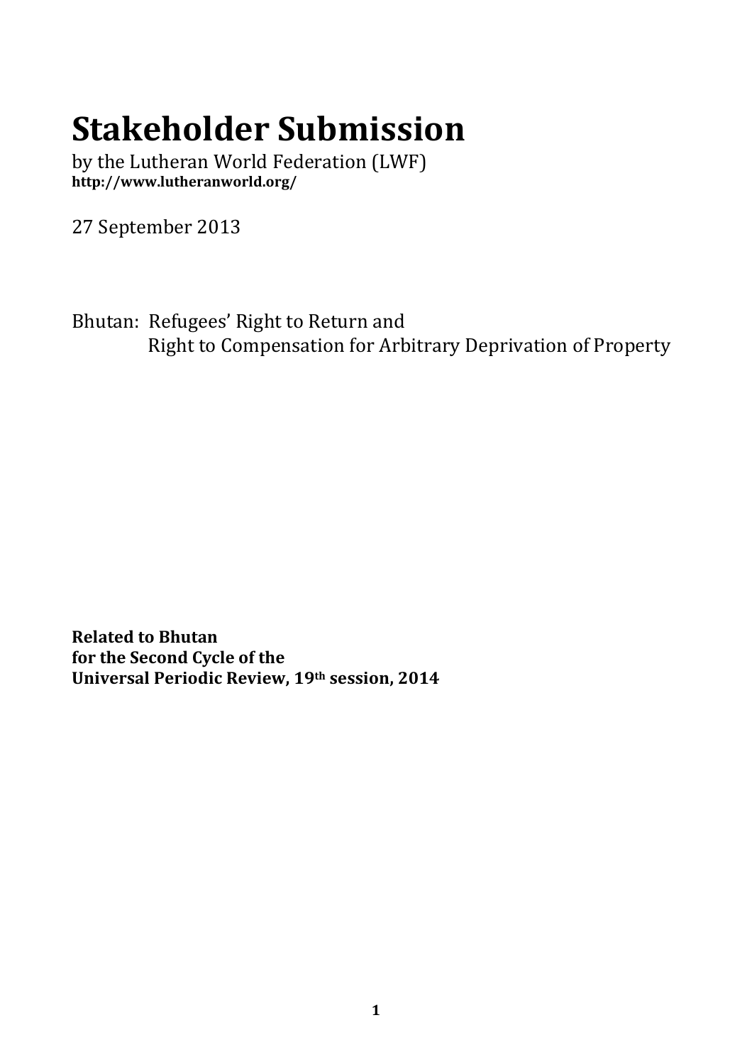# Stakeholder Submission

by the Lutheran World Federation (LWF)
**http://www.lutheranworld.org/**

27 September 2013

Bhutan: Refugees' Right to Return and
Right to Compensation for Arbitrary Deprivation of Property

**Related to Bhutan**
**for the Second Cycle of the**
**Universal Periodic Review, 19th session, 2014**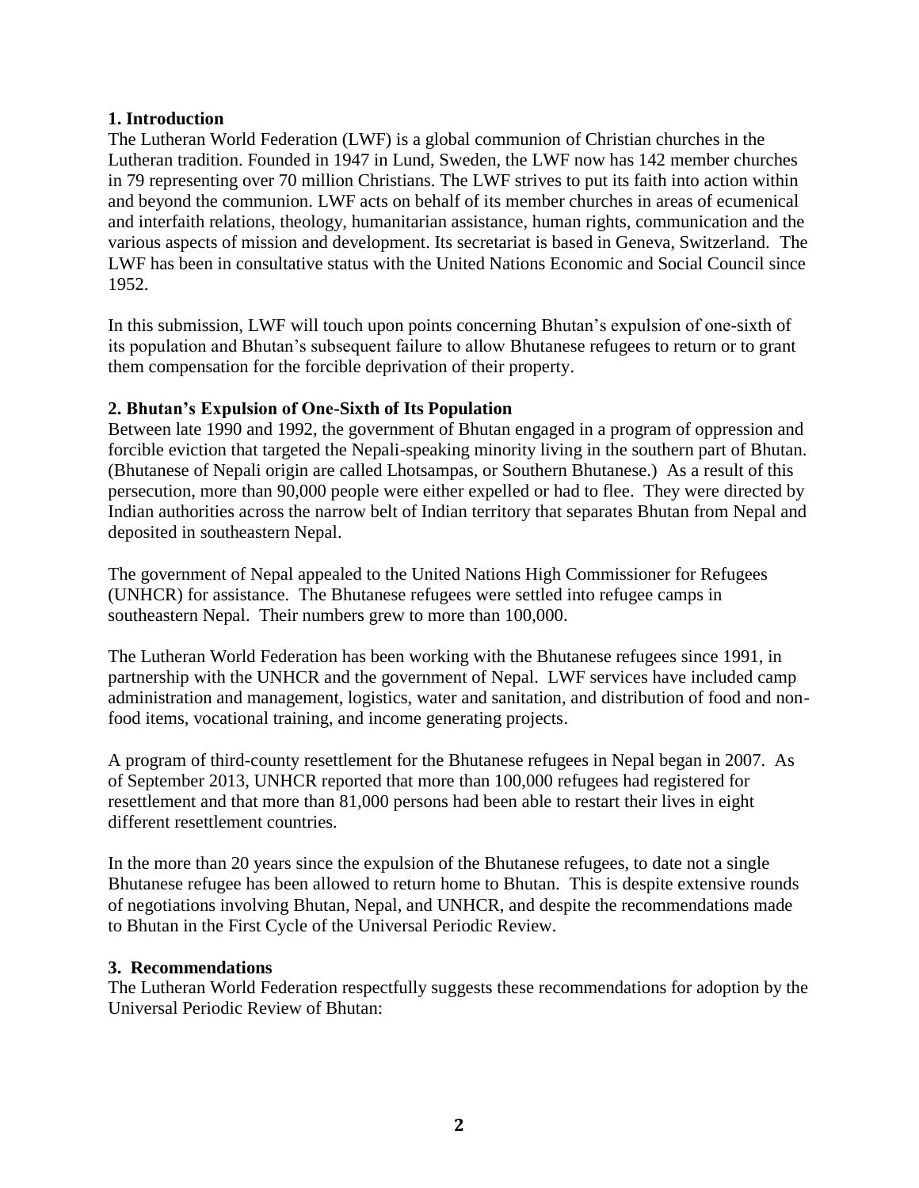## 1. Introduction

The Lutheran World Federation (LWF) is a global communion of Christian churches in the Lutheran tradition. Founded in 1947 in Lund, Sweden, the LWF now has 142 member churches in 79 representing over 70 million Christians. The LWF strives to put its faith into action within and beyond the communion. LWF acts on behalf of its member churches in areas of ecumenical and interfaith relations, theology, humanitarian assistance, human rights, communication and the various aspects of mission and development. Its secretariat is based in Geneva, Switzerland. The LWF has been in consultative status with the United Nations Economic and Social Council since 1952.

In this submission, LWF will touch upon points concerning Bhutan's expulsion of one-sixth of its population and Bhutan's subsequent failure to allow Bhutanese refugees to return or to grant them compensation for the forcible deprivation of their property.

## 2. Bhutan's Expulsion of One-Sixth of Its Population

Between late 1990 and 1992, the government of Bhutan engaged in a program of oppression and forcible eviction that targeted the Nepali-speaking minority living in the southern part of Bhutan. (Bhutanese of Nepali origin are called Lhotsampas, or Southern Bhutanese.) As a result of this persecution, more than 90,000 people were either expelled or had to flee. They were directed by Indian authorities across the narrow belt of Indian territory that separates Bhutan from Nepal and deposited in southeastern Nepal.

The government of Nepal appealed to the United Nations High Commissioner for Refugees (UNHCR) for assistance. The Bhutanese refugees were settled into refugee camps in southeastern Nepal. Their numbers grew to more than 100,000.

The Lutheran World Federation has been working with the Bhutanese refugees since 1991, in partnership with the UNHCR and the government of Nepal. LWF services have included camp administration and management, logistics, water and sanitation, and distribution of food and non-food items, vocational training, and income generating projects.

A program of third-county resettlement for the Bhutanese refugees in Nepal began in 2007. As of September 2013, UNHCR reported that more than 100,000 refugees had registered for resettlement and that more than 81,000 persons had been able to restart their lives in eight different resettlement countries.

In the more than 20 years since the expulsion of the Bhutanese refugees, to date not a single Bhutanese refugee has been allowed to return home to Bhutan. This is despite extensive rounds of negotiations involving Bhutan, Nepal, and UNHCR, and despite the recommendations made to Bhutan in the First Cycle of the Universal Periodic Review.

## 3. Recommendations

The Lutheran World Federation respectfully suggests these recommendations for adoption by the Universal Periodic Review of Bhutan: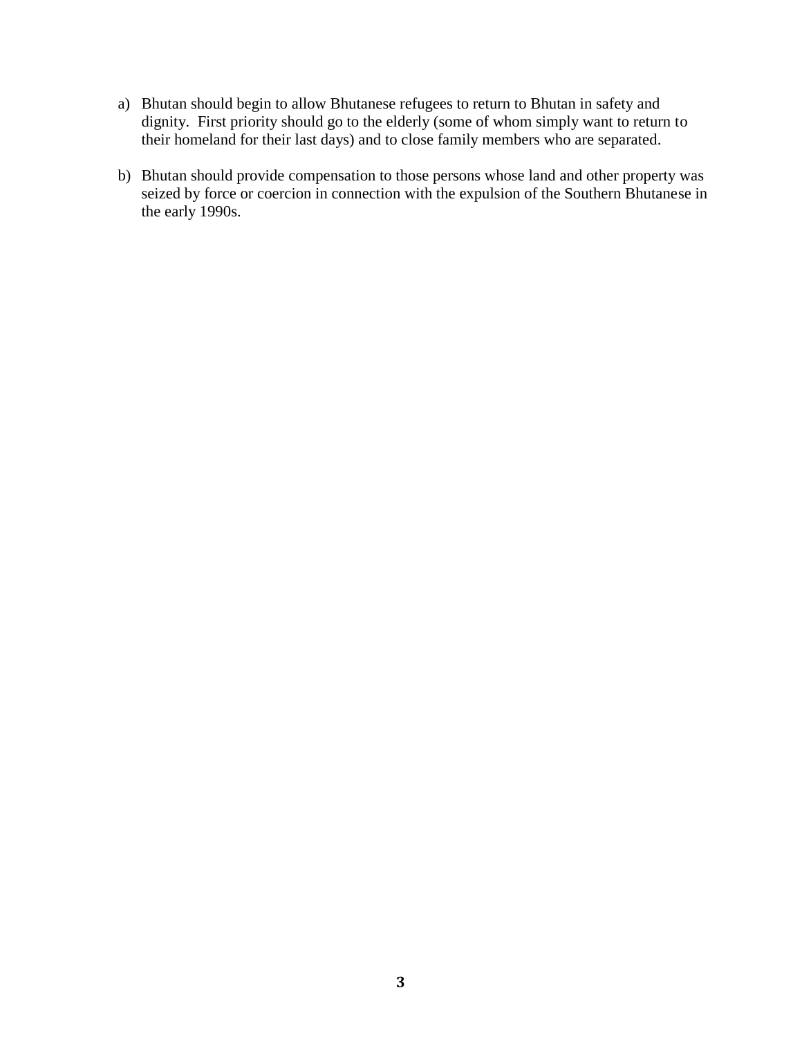a) Bhutan should begin to allow Bhutanese refugees to return to Bhutan in safety and dignity. First priority should go to the elderly (some of whom simply want to return to their homeland for their last days) and to close family members who are separated.

b) Bhutan should provide compensation to those persons whose land and other property was seized by force or coercion in connection with the expulsion of the Southern Bhutanese in the early 1990s.